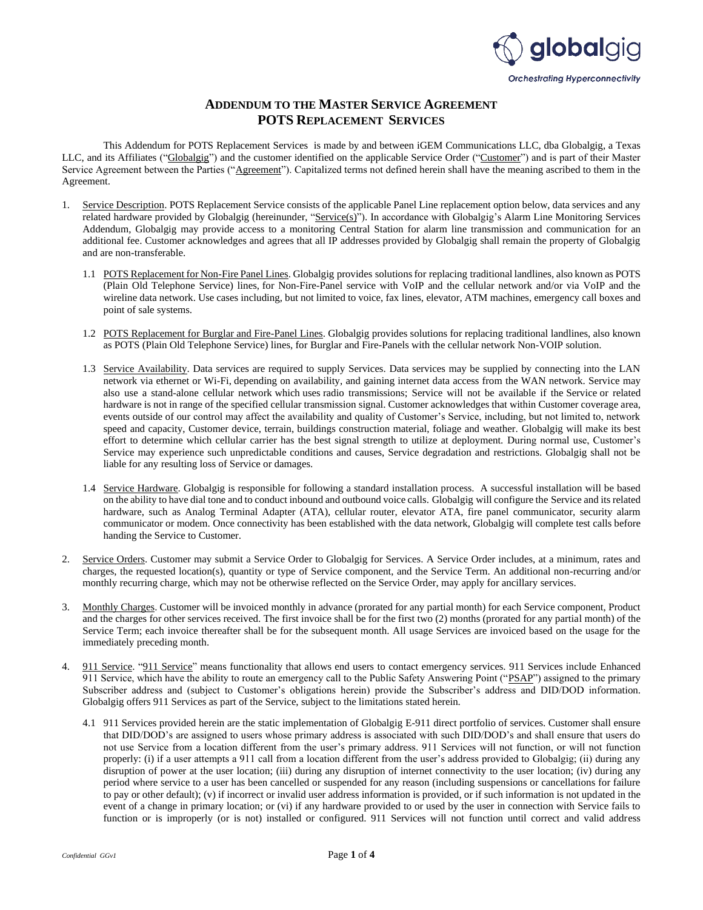# ADDENDUM TO THE MASTER SERVICE AGREEMENT
## POTS REPLACEMENT SERVICES

This Addendum for POTS Replacement Services is made by and between iGEM Communications LLC, dba Globalgig, a Texas LLC, and its Affiliates ("Globalgig") and the customer identified on the applicable Service Order ("Customer") and is part of their Master Service Agreement between the Parties ("Agreement"). Capitalized terms not defined herein shall have the meaning ascribed to them in the Agreement.

1. Service Description. POTS Replacement Service consists of the applicable Panel Line replacement option below, data services and any related hardware provided by Globalgig (hereinunder, "Service(s)"). In accordance with Globalgig's Alarm Line Monitoring Services Addendum, Globalgig may provide access to a monitoring Central Station for alarm line transmission and communication for an additional fee. Customer acknowledges and agrees that all IP addresses provided by Globalgig shall remain the property of Globalgig and are non-transferable.

   1.1 POTS Replacement for Non-Fire Panel Lines. Globalgig provides solutions for replacing traditional landlines, also known as POTS (Plain Old Telephone Service) lines, for Non-Fire-Panel service with VoIP and the cellular network and/or via VoIP and the wireline data network. Use cases including, but not limited to voice, fax lines, elevator, ATM machines, emergency call boxes and point of sale systems.

   1.2 POTS Replacement for Burglar and Fire-Panel Lines. Globalgig provides solutions for replacing traditional landlines, also known as POTS (Plain Old Telephone Service) lines, for Burglar and Fire-Panels with the cellular network Non-VOIP solution.

   1.3 Service Availability. Data services are required to supply Services. Data services may be supplied by connecting into the LAN network via ethernet or Wi-Fi, depending on availability, and gaining internet data access from the WAN network. Service may also use a stand-alone cellular network which uses radio transmissions; Service will not be available if the Service or related hardware is not in range of the specified cellular transmission signal. Customer acknowledges that within Customer coverage area, events outside of our control may affect the availability and quality of Customer's Service, including, but not limited to, network speed and capacity, Customer device, terrain, buildings construction material, foliage and weather. Globalgig will make its best effort to determine which cellular carrier has the best signal strength to utilize at deployment. During normal use, Customer's Service may experience such unpredictable conditions and causes, Service degradation and restrictions. Globalgig shall not be liable for any resulting loss of Service or damages.

   1.4 Service Hardware. Globalgig is responsible for following a standard installation process. A successful installation will be based on the ability to have dial tone and to conduct inbound and outbound voice calls. Globalgig will configure the Service and its related hardware, such as Analog Terminal Adapter (ATA), cellular router, elevator ATA, fire panel communicator, security alarm communicator or modem. Once connectivity has been established with the data network, Globalgig will complete test calls before handing the Service to Customer.

2. Service Orders. Customer may submit a Service Order to Globalgig for Services. A Service Order includes, at a minimum, rates and charges, the requested location(s), quantity or type of Service component, and the Service Term. An additional non-recurring and/or monthly recurring charge, which may not be otherwise reflected on the Service Order, may apply for ancillary services.

3. Monthly Charges. Customer will be invoiced monthly in advance (prorated for any partial month) for each Service component, Product and the charges for other services received. The first invoice shall be for the first two (2) months (prorated for any partial month) of the Service Term; each invoice thereafter shall be for the subsequent month. All usage Services are invoiced based on the usage for the immediately preceding month.

4. 911 Service. "911 Service" means functionality that allows end users to contact emergency services. 911 Services include Enhanced 911 Service, which have the ability to route an emergency call to the Public Safety Answering Point ("PSAP") assigned to the primary Subscriber address and (subject to Customer's obligations herein) provide the Subscriber's address and DID/DOD information. Globalgig offers 911 Services as part of the Service, subject to the limitations stated herein.

   4.1 911 Services provided herein are the static implementation of Globalgig E-911 direct portfolio of services. Customer shall ensure that DID/DOD's are assigned to users whose primary address is associated with such DID/DOD's and shall ensure that users do not use Service from a location different from the user's primary address. 911 Services will not function, or will not function properly: (i) if a user attempts a 911 call from a location different from the user's address provided to Globalgig; (ii) during any disruption of power at the user location; (iii) during any disruption of internet connectivity to the user location; (iv) during any period where service to a user has been cancelled or suspended for any reason (including suspensions or cancellations for failure to pay or other default); (v) if incorrect or invalid user address information is provided, or if such information is not updated in the event of a change in primary location; or (vi) if any hardware provided to or used by the user in connection with Service fails to function or is improperly (or is not) installed or configured. 911 Services will not function until correct and valid address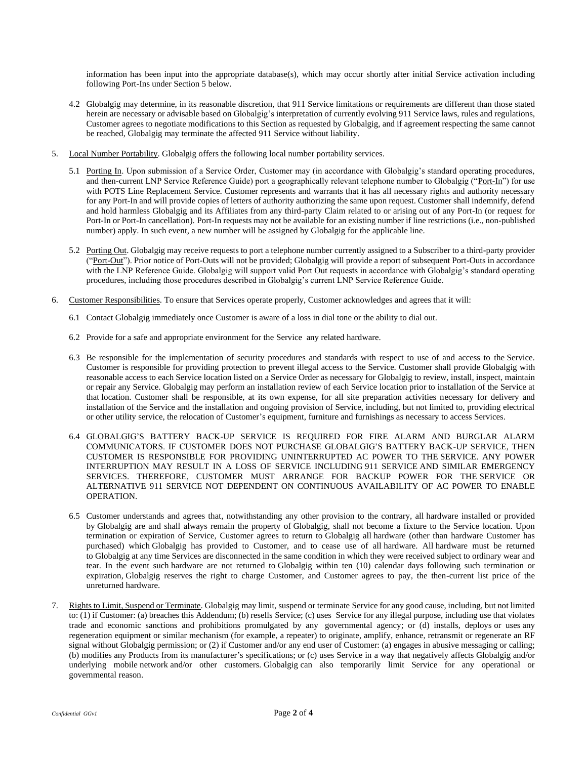information has been input into the appropriate database(s), which may occur shortly after initial Service activation including following Port-Ins under Section 5 below.

4.2 Globalgig may determine, in its reasonable discretion, that 911 Service limitations or requirements are different than those stated herein are necessary or advisable based on Globalgig's interpretation of currently evolving 911 Service laws, rules and regulations, Customer agrees to negotiate modifications to this Section as requested by Globalgig, and if agreement respecting the same cannot be reached, Globalgig may terminate the affected 911 Service without liability.

5. Local Number Portability. Globalgig offers the following local number portability services.

5.1 Porting In. Upon submission of a Service Order, Customer may (in accordance with Globalgig's standard operating procedures, and then-current LNP Service Reference Guide) port a geographically relevant telephone number to Globalgig ("Port-In") for use with POTS Line Replacement Service. Customer represents and warrants that it has all necessary rights and authority necessary for any Port-In and will provide copies of letters of authority authorizing the same upon request. Customer shall indemnify, defend and hold harmless Globalgig and its Affiliates from any third-party Claim related to or arising out of any Port-In (or request for Port-In or Port-In cancellation). Port-In requests may not be available for an existing number if line restrictions (i.e., non-published number) apply. In such event, a new number will be assigned by Globalgig for the applicable line.

5.2 Porting Out. Globalgig may receive requests to port a telephone number currently assigned to a Subscriber to a third-party provider ("Port-Out"). Prior notice of Port-Outs will not be provided; Globalgig will provide a report of subsequent Port-Outs in accordance with the LNP Reference Guide. Globalgig will support valid Port Out requests in accordance with Globalgig's standard operating procedures, including those procedures described in Globalgig's current LNP Service Reference Guide.

6. Customer Responsibilities. To ensure that Services operate properly, Customer acknowledges and agrees that it will:

6.1 Contact Globalgig immediately once Customer is aware of a loss in dial tone or the ability to dial out.

6.2 Provide for a safe and appropriate environment for the Service any related hardware.

6.3 Be responsible for the implementation of security procedures and standards with respect to use of and access to the Service. Customer is responsible for providing protection to prevent illegal access to the Service. Customer shall provide Globalgig with reasonable access to each Service location listed on a Service Order as necessary for Globalgig to review, install, inspect, maintain or repair any Service. Globalgig may perform an installation review of each Service location prior to installation of the Service at that location. Customer shall be responsible, at its own expense, for all site preparation activities necessary for delivery and installation of the Service and the installation and ongoing provision of Service, including, but not limited to, providing electrical or other utility service, the relocation of Customer's equipment, furniture and furnishings as necessary to access Services.

6.4 GLOBALGIG'S BATTERY BACK-UP SERVICE IS REQUIRED FOR FIRE ALARM AND BURGLAR ALARM COMMUNICATORS. IF CUSTOMER DOES NOT PURCHASE GLOBALGIG'S BATTERY BACK-UP SERVICE, THEN CUSTOMER IS RESPONSIBLE FOR PROVIDING UNINTERRUPTED AC POWER TO THE SERVICE. ANY POWER INTERRUPTION MAY RESULT IN A LOSS OF SERVICE INCLUDING 911 SERVICE AND SIMILAR EMERGENCY SERVICES. THEREFORE, CUSTOMER MUST ARRANGE FOR BACKUP POWER FOR THE SERVICE OR ALTERNATIVE 911 SERVICE NOT DEPENDENT ON CONTINUOUS AVAILABILITY OF AC POWER TO ENABLE OPERATION.

6.5 Customer understands and agrees that, notwithstanding any other provision to the contrary, all hardware installed or provided by Globalgig are and shall always remain the property of Globalgig, shall not become a fixture to the Service location. Upon termination or expiration of Service, Customer agrees to return to Globalgig all hardware (other than hardware Customer has purchased) which Globalgig has provided to Customer, and to cease use of all hardware. All hardware must be returned to Globalgig at any time Services are disconnected in the same condition in which they were received subject to ordinary wear and tear. In the event such hardware are not returned to Globalgig within ten (10) calendar days following such termination or expiration, Globalgig reserves the right to charge Customer, and Customer agrees to pay, the then-current list price of the unreturned hardware.

7. Rights to Limit, Suspend or Terminate. Globalgig may limit, suspend or terminate Service for any good cause, including, but not limited to: (1) if Customer: (a) breaches this Addendum; (b) resells Service; (c) uses Service for any illegal purpose, including use that violates trade and economic sanctions and prohibitions promulgated by any governmental agency; or (d) installs, deploys or uses any regeneration equipment or similar mechanism (for example, a repeater) to originate, amplify, enhance, retransmit or regenerate an RF signal without Globalgig permission; or (2) if Customer and/or any end user of Customer: (a) engages in abusive messaging or calling; (b) modifies any Products from its manufacturer's specifications; or (c) uses Service in a way that negatively affects Globalgig and/or underlying mobile network and/or other customers. Globalgig can also temporarily limit Service for any operational or governmental reason.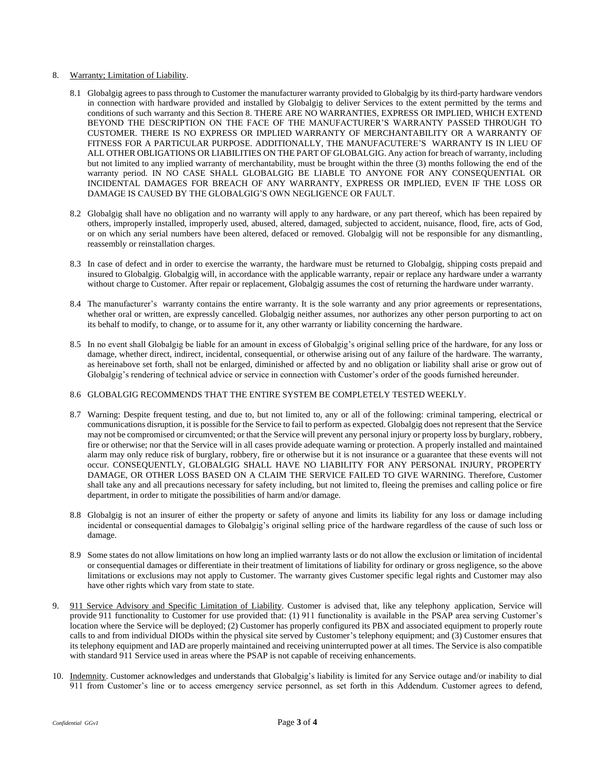8. Warranty; Limitation of Liability.

   8.1 Globalgig agrees to pass through to Customer the manufacturer warranty provided to Globalgig by its third-party hardware vendors in connection with hardware provided and installed by Globalgig to deliver Services to the extent permitted by the terms and conditions of such warranty and this Section 8. THERE ARE NO WARRANTIES, EXPRESS OR IMPLIED, WHICH EXTEND BEYOND THE DESCRIPTION ON THE FACE OF THE MANUFACTURER'S WARRANTY PASSED THROUGH TO CUSTOMER. THERE IS NO EXPRESS OR IMPLIED WARRANTY OF MERCHANTABILITY OR A WARRANTY OF FITNESS FOR A PARTICULAR PURPOSE. ADDITIONALLY, THE MANUFACUTERE'S WARRANTY IS IN LIEU OF ALL OTHER OBLIGATIONS OR LIABILITIES ON THE PART OF GLOBALGIG. Any action for breach of warranty, including but not limited to any implied warranty of merchantability, must be brought within the three (3) months following the end of the warranty period. IN NO CASE SHALL GLOBALGIG BE LIABLE TO ANYONE FOR ANY CONSEQUENTIAL OR INCIDENTAL DAMAGES FOR BREACH OF ANY WARRANTY, EXPRESS OR IMPLIED, EVEN IF THE LOSS OR DAMAGE IS CAUSED BY THE GLOBALGIG'S OWN NEGLIGENCE OR FAULT.

   8.2 Globalgig shall have no obligation and no warranty will apply to any hardware, or any part thereof, which has been repaired by others, improperly installed, improperly used, abused, altered, damaged, subjected to accident, nuisance, flood, fire, acts of God, or on which any serial numbers have been altered, defaced or removed. Globalgig will not be responsible for any dismantling, reassembly or reinstallation charges.

   8.3 In case of defect and in order to exercise the warranty, the hardware must be returned to Globalgig, shipping costs prepaid and insured to Globalgig. Globalgig will, in accordance with the applicable warranty, repair or replace any hardware under a warranty without charge to Customer. After repair or replacement, Globalgig assumes the cost of returning the hardware under warranty.

   8.4 The manufacturer's warranty contains the entire warranty. It is the sole warranty and any prior agreements or representations, whether oral or written, are expressly cancelled. Globalgig neither assumes, nor authorizes any other person purporting to act on its behalf to modify, to change, or to assume for it, any other warranty or liability concerning the hardware.

   8.5 In no event shall Globalgig be liable for an amount in excess of Globalgig's original selling price of the hardware, for any loss or damage, whether direct, indirect, incidental, consequential, or otherwise arising out of any failure of the hardware. The warranty, as hereinabove set forth, shall not be enlarged, diminished or affected by and no obligation or liability shall arise or grow out of Globalgig's rendering of technical advice or service in connection with Customer's order of the goods furnished hereunder.

   8.6 GLOBALGIG RECOMMENDS THAT THE ENTIRE SYSTEM BE COMPLETELY TESTED WEEKLY.

   8.7 Warning: Despite frequent testing, and due to, but not limited to, any or all of the following: criminal tampering, electrical or communications disruption, it is possible for the Service to fail to perform as expected. Globalgig does not represent that the Service may not be compromised or circumvented; or that the Service will prevent any personal injury or property loss by burglary, robbery, fire or otherwise; nor that the Service will in all cases provide adequate warning or protection. A properly installed and maintained alarm may only reduce risk of burglary, robbery, fire or otherwise but it is not insurance or a guarantee that these events will not occur. CONSEQUENTLY, GLOBALGIG SHALL HAVE NO LIABILITY FOR ANY PERSONAL INJURY, PROPERTY DAMAGE, OR OTHER LOSS BASED ON A CLAIM THE SERVICE FAILED TO GIVE WARNING. Therefore, Customer shall take any and all precautions necessary for safety including, but not limited to, fleeing the premises and calling police or fire department, in order to mitigate the possibilities of harm and/or damage.

   8.8 Globalgig is not an insurer of either the property or safety of anyone and limits its liability for any loss or damage including incidental or consequential damages to Globalgig's original selling price of the hardware regardless of the cause of such loss or damage.

   8.9 Some states do not allow limitations on how long an implied warranty lasts or do not allow the exclusion or limitation of incidental or consequential damages or differentiate in their treatment of limitations of liability for ordinary or gross negligence, so the above limitations or exclusions may not apply to Customer. The warranty gives Customer specific legal rights and Customer may also have other rights which vary from state to state.

9. 911 Service Advisory and Specific Limitation of Liability. Customer is advised that, like any telephony application, Service will provide 911 functionality to Customer for use provided that: (1) 911 functionality is available in the PSAP area serving Customer's location where the Service will be deployed; (2) Customer has properly configured its PBX and associated equipment to properly route calls to and from individual DIODs within the physical site served by Customer's telephony equipment; and (3) Customer ensures that its telephony equipment and IAD are properly maintained and receiving uninterrupted power at all times. The Service is also compatible with standard 911 Service used in areas where the PSAP is not capable of receiving enhancements.

10. Indemnity. Customer acknowledges and understands that Globalgig's liability is limited for any Service outage and/or inability to dial 911 from Customer's line or to access emergency service personnel, as set forth in this Addendum. Customer agrees to defend,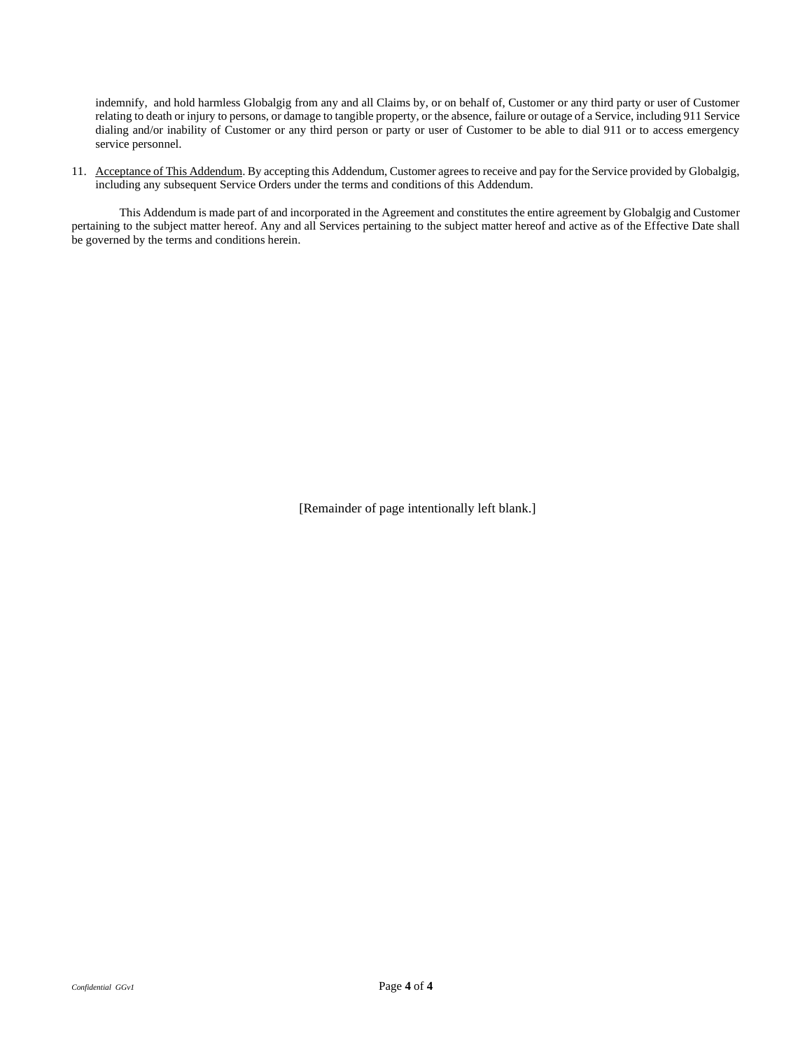indemnify, and hold harmless Globalgig from any and all Claims by, or on behalf of, Customer or any third party or user of Customer relating to death or injury to persons, or damage to tangible property, or the absence, failure or outage of a Service, including 911 Service dialing and/or inability of Customer or any third person or party or user of Customer to be able to dial 911 or to access emergency service personnel.

11. <u>Acceptance of This Addendum</u>. By accepting this Addendum, Customer agrees to receive and pay for the Service provided by Globalgig, including any subsequent Service Orders under the terms and conditions of this Addendum.

This Addendum is made part of and incorporated in the Agreement and constitutes the entire agreement by Globalgig and Customer pertaining to the subject matter hereof. Any and all Services pertaining to the subject matter hereof and active as of the Effective Date shall be governed by the terms and conditions herein.

[Remainder of page intentionally left blank.]